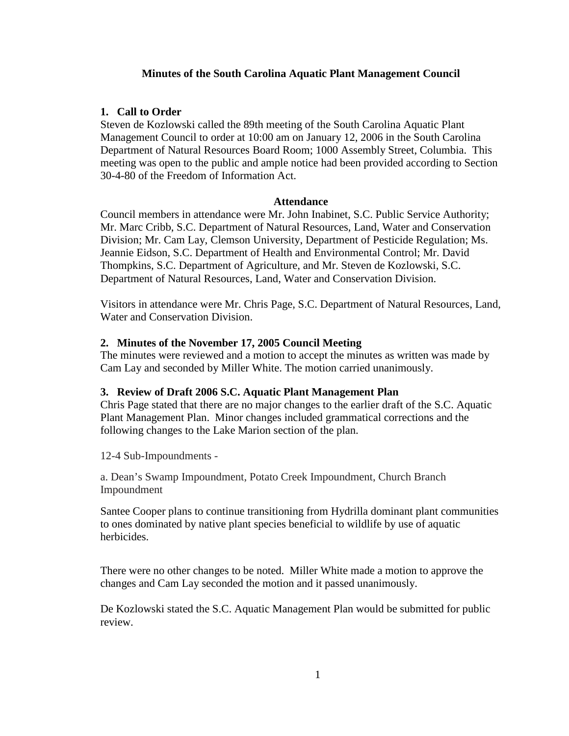# Minutes of the South Carolina Aquatic Plant Management Council

## 1. Call to Order

Steven de Kozlowski called the 89th meeting of the South Carolina Aquatic Plant Management Council to order at 10:00 am on January 12, 2006 in the South Carolina Department of Natural Resources Board Room; 1000 Assembly Street, Columbia. This meeting was open to the public and ample notice had been provided according to Section 30-4-80 of the Freedom of Information Act.

### Attendance

Council members in attendance were Mr. John Inabinet, S.C. Public Service Authority; Mr. Marc Cribb, S.C. Department of Natural Resources, Land, Water and Conservation Division; Mr. Cam Lay, Clemson University, Department of Pesticide Regulation; Ms. Jeannie Eidson, S.C. Department of Health and Environmental Control; Mr. David Thompkins, S.C. Department of Agriculture, and Mr. Steven de Kozlowski, S.C. Department of Natural Resources, Land, Water and Conservation Division.

Visitors in attendance were Mr. Chris Page, S.C. Department of Natural Resources, Land, Water and Conservation Division.

## 2. Minutes of the November 17, 2005 Council Meeting

The minutes were reviewed and a motion to accept the minutes as written was made by Cam Lay and seconded by Miller White. The motion carried unanimously.

## 3. Review of Draft 2006 S.C. Aquatic Plant Management Plan

Chris Page stated that there are no major changes to the earlier draft of the S.C. Aquatic Plant Management Plan. Minor changes included grammatical corrections and the following changes to the Lake Marion section of the plan.

12-4 Sub-Impoundments -

a. Dean's Swamp Impoundment, Potato Creek Impoundment, Church Branch Impoundment

Santee Cooper plans to continue transitioning from Hydrilla dominant plant communities to ones dominated by native plant species beneficial to wildlife by use of aquatic herbicides.

There were no other changes to be noted. Miller White made a motion to approve the changes and Cam Lay seconded the motion and it passed unanimously.

De Kozlowski stated the S.C. Aquatic Management Plan would be submitted for public review.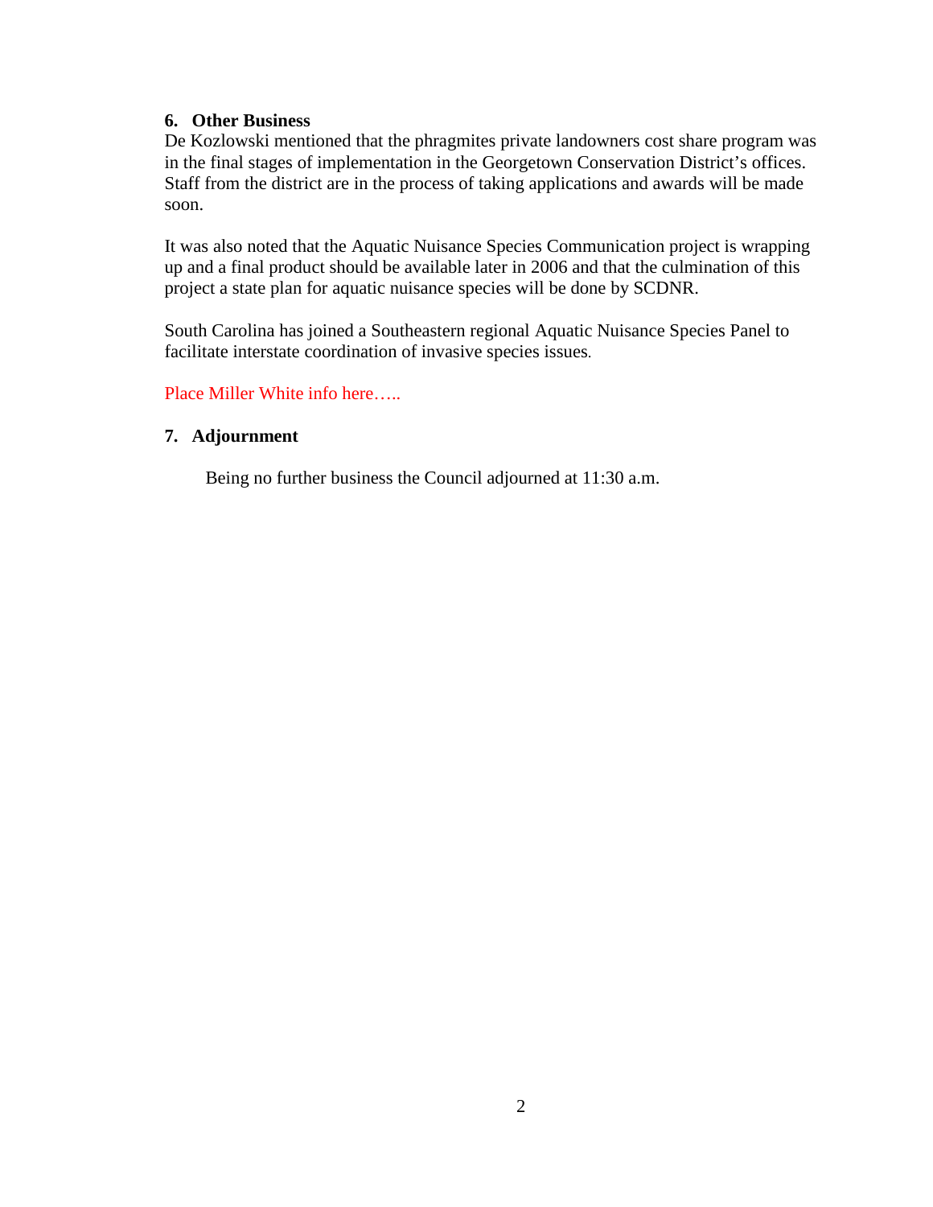## 6. Other Business

De Kozlowski mentioned that the phragmites private landowners cost share program was in the final stages of implementation in the Georgetown Conservation District's offices. Staff from the district are in the process of taking applications and awards will be made soon.

It was also noted that the Aquatic Nuisance Species Communication project is wrapping up and a final product should be available later in 2006 and that the culmination of this project a state plan for aquatic nuisance species will be done by SCDNR.

South Carolina has joined a Southeastern regional Aquatic Nuisance Species Panel to facilitate interstate coordination of invasive species issues.

Place Miller White info here…..

## 7. Adjournment

Being no further business the Council adjourned at 11:30 a.m.